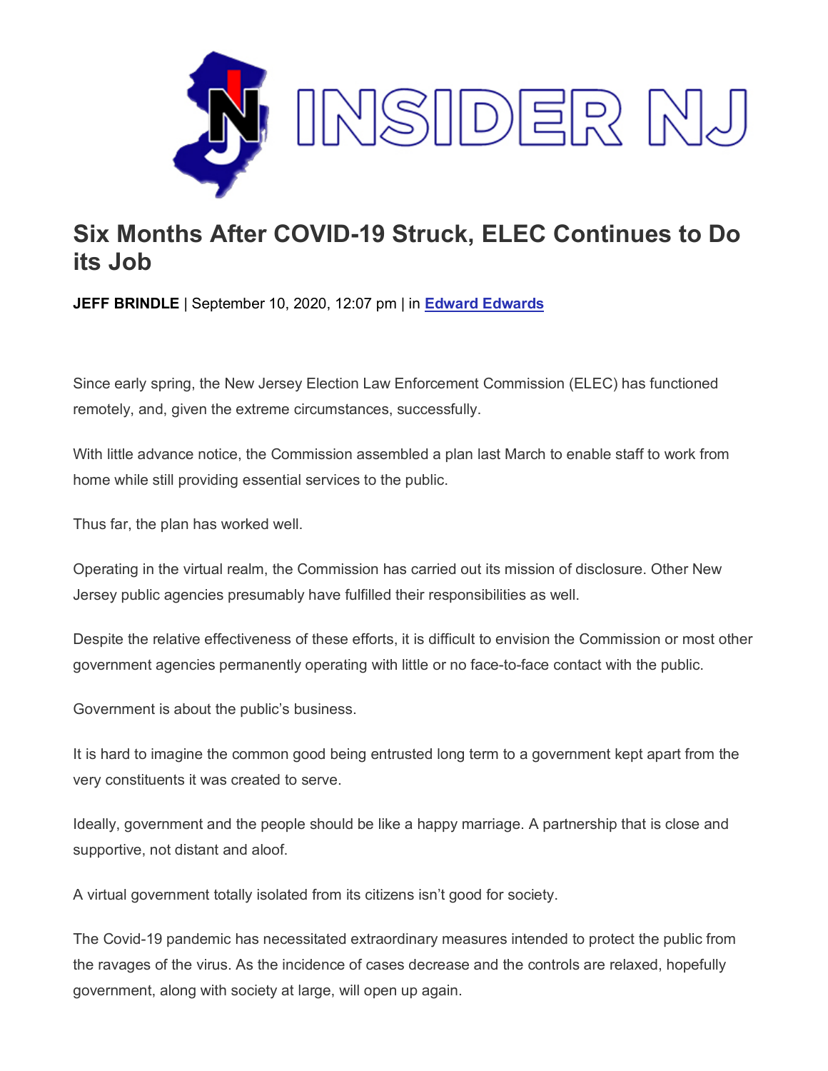INSIDER NJ

# Six Months After COVID-19 Struck, ELEC Continues to Do its Job

**JEFF BRINDLE** | September 10, 2020, 12:07 pm | in **Edward Edwards**

Since early spring, the New Jersey Election Law Enforcement Commission (ELEC) has functioned remotely, and, given the extreme circumstances, successfully.

With little advance notice, the Commission assembled a plan last March to enable staff to work from home while still providing essential services to the public.

Thus far, the plan has worked well.

Operating in the virtual realm, the Commission has carried out its mission of disclosure. Other New Jersey public agencies presumably have fulfilled their responsibilities as well.

Despite the relative effectiveness of these efforts, it is difficult to envision the Commission or most other government agencies permanently operating with little or no face-to-face contact with the public.

Government is about the public's business.

It is hard to imagine the common good being entrusted long term to a government kept apart from the very constituents it was created to serve.

Ideally, government and the people should be like a happy marriage. A partnership that is close and supportive, not distant and aloof.

A virtual government totally isolated from its citizens isn't good for society.

The Covid-19 pandemic has necessitated extraordinary measures intended to protect the public from the ravages of the virus. As the incidence of cases decrease and the controls are relaxed, hopefully government, along with society at large, will open up again.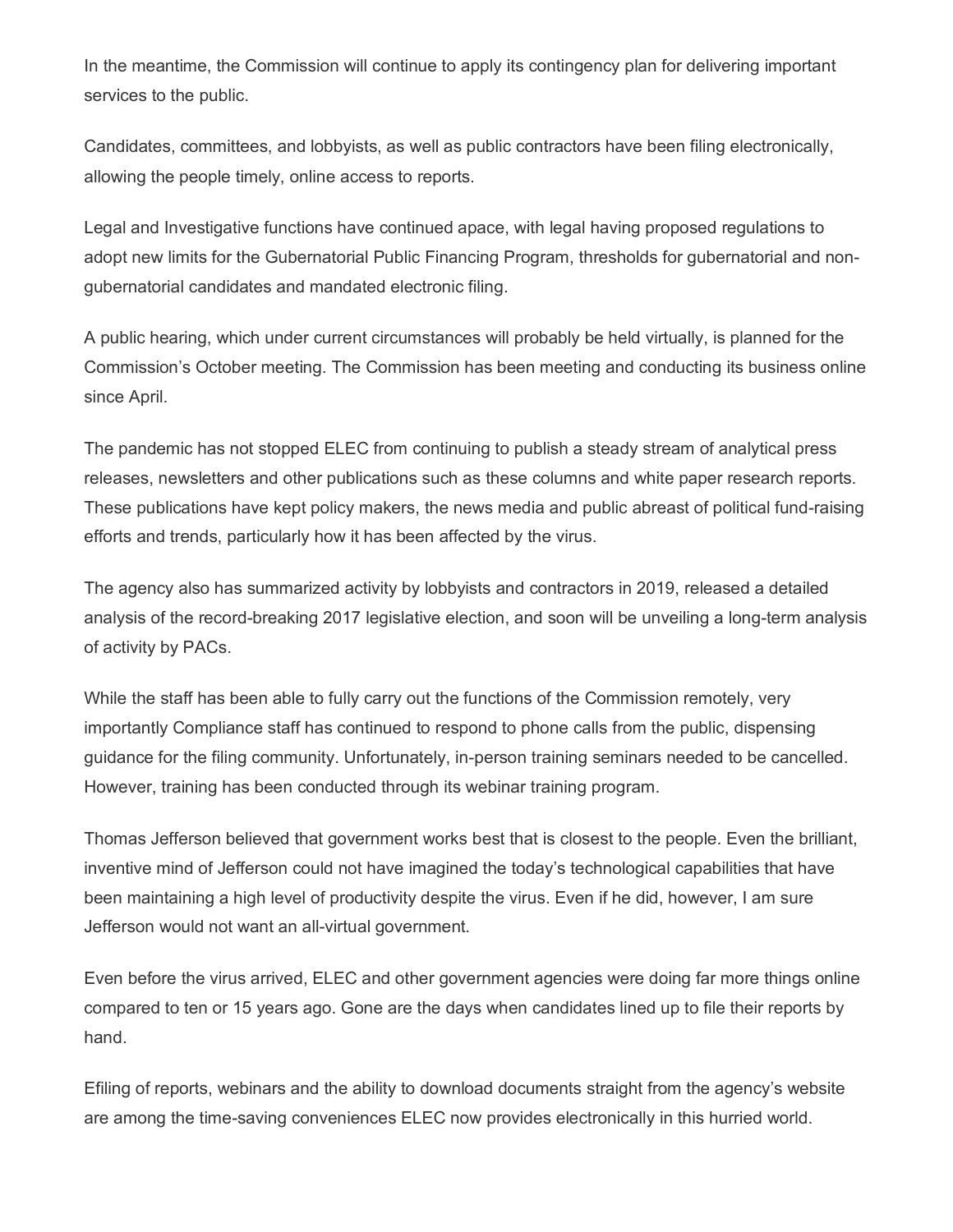In the meantime, the Commission will continue to apply its contingency plan for delivering important services to the public.

Candidates, committees, and lobbyists, as well as public contractors have been filing electronically, allowing the people timely, online access to reports.

Legal and Investigative functions have continued apace, with legal having proposed regulations to adopt new limits for the Gubernatorial Public Financing Program, thresholds for gubernatorial and non-gubernatorial candidates and mandated electronic filing.

A public hearing, which under current circumstances will probably be held virtually, is planned for the Commission's October meeting. The Commission has been meeting and conducting its business online since April.

The pandemic has not stopped ELEC from continuing to publish a steady stream of analytical press releases, newsletters and other publications such as these columns and white paper research reports. These publications have kept policy makers, the news media and public abreast of political fund-raising efforts and trends, particularly how it has been affected by the virus.

The agency also has summarized activity by lobbyists and contractors in 2019, released a detailed analysis of the record-breaking 2017 legislative election, and soon will be unveiling a long-term analysis of activity by PACs.

While the staff has been able to fully carry out the functions of the Commission remotely, very importantly Compliance staff has continued to respond to phone calls from the public, dispensing guidance for the filing community. Unfortunately, in-person training seminars needed to be cancelled. However, training has been conducted through its webinar training program.

Thomas Jefferson believed that government works best that is closest to the people. Even the brilliant, inventive mind of Jefferson could not have imagined the today's technological capabilities that have been maintaining a high level of productivity despite the virus. Even if he did, however, I am sure Jefferson would not want an all-virtual government.

Even before the virus arrived, ELEC and other government agencies were doing far more things online compared to ten or 15 years ago. Gone are the days when candidates lined up to file their reports by hand.

Efiling of reports, webinars and the ability to download documents straight from the agency's website are among the time-saving conveniences ELEC now provides electronically in this hurried world.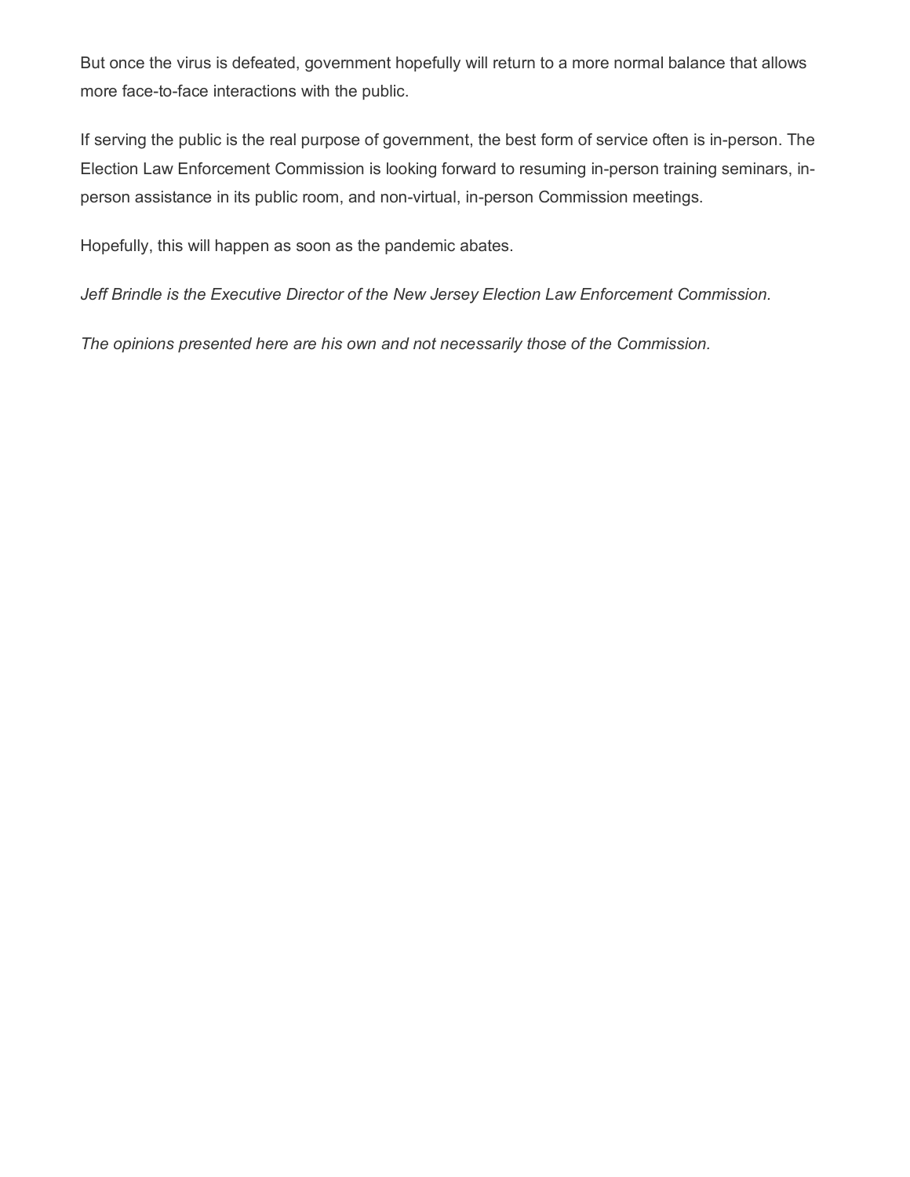But once the virus is defeated, government hopefully will return to a more normal balance that allows more face-to-face interactions with the public.

If serving the public is the real purpose of government, the best form of service often is in-person. The Election Law Enforcement Commission is looking forward to resuming in-person training seminars, in-person assistance in its public room, and non-virtual, in-person Commission meetings.

Hopefully, this will happen as soon as the pandemic abates.

*Jeff Brindle is the Executive Director of the New Jersey Election Law Enforcement Commission.*

*The opinions presented here are his own and not necessarily those of the Commission.*